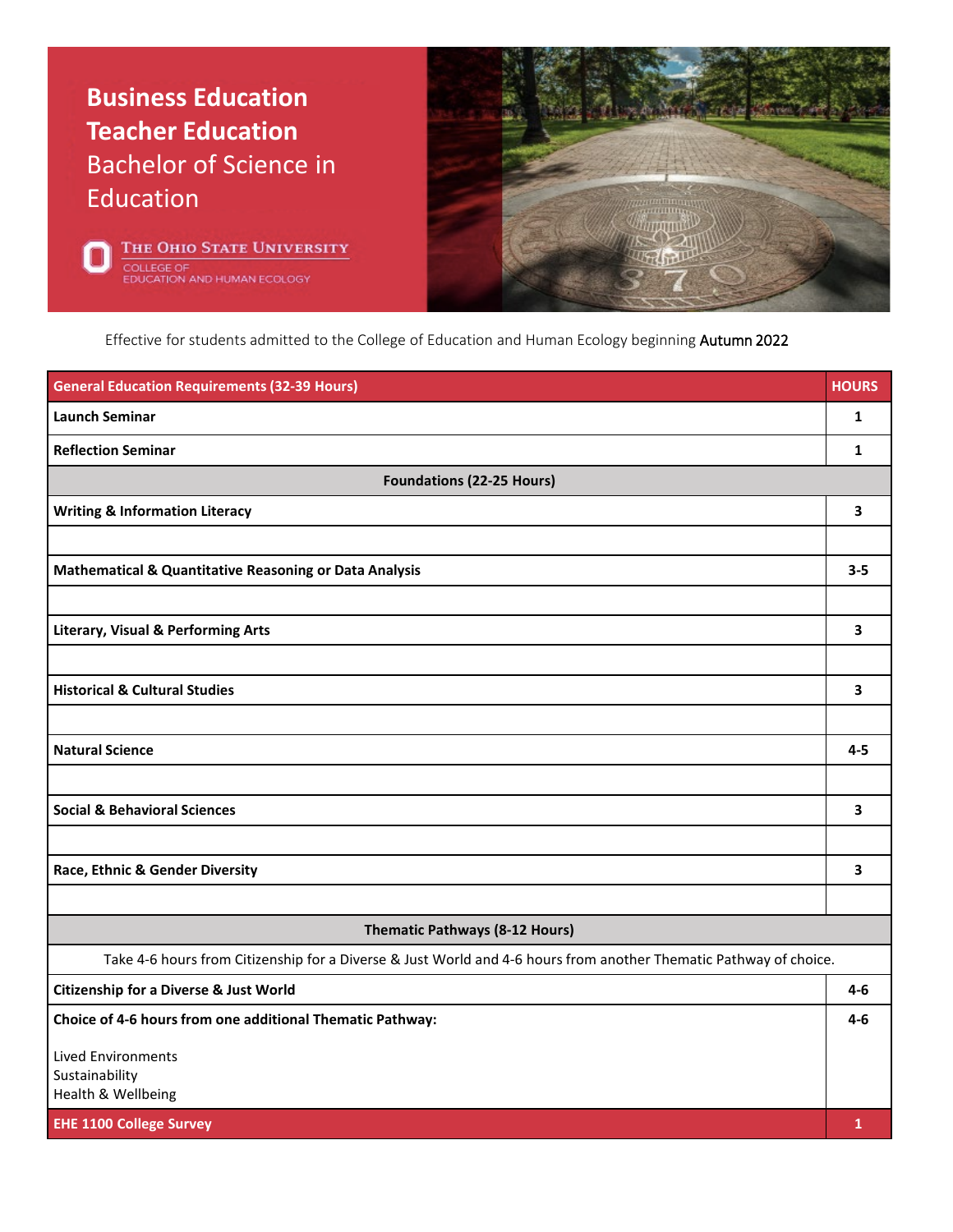# Business Education Teacher Education

## Bachelor of Science in Education

The Ohio State University
College of Education and Human Ecology

Effective for students admitted to the College of Education and Human Ecology beginning Autumn 2022

| General Education Requirements (32-39 Hours) | HOURS |
|---|---|
| **Launch Seminar** | **1** |
| **Reflection Seminar** | **1** |
| **Foundations (22-25 Hours)** | |
| **Writing & Information Literacy** | **3** |
| | |
| **Mathematical & Quantitative Reasoning or Data Analysis** | **3-5** |
| | |
| **Literary, Visual & Performing Arts** | **3** |
| | |
| **Historical & Cultural Studies** | **3** |
| | |
| **Natural Science** | **4-5** |
| | |
| **Social & Behavioral Sciences** | **3** |
| | |
| **Race, Ethnic & Gender Diversity** | **3** |
| | |
| **Thematic Pathways (8-12 Hours)** | |
| Take 4-6 hours from Citizenship for a Diverse & Just World and 4-6 hours from another Thematic Pathway of choice. | |
| **Citizenship for a Diverse & Just World** | **4-6** |
| **Choice of 4-6 hours from one additional Thematic Pathway:** Lived Environments, Sustainability, Health & Wellbeing | **4-6** |
| **EHE 1100 College Survey** | **1** |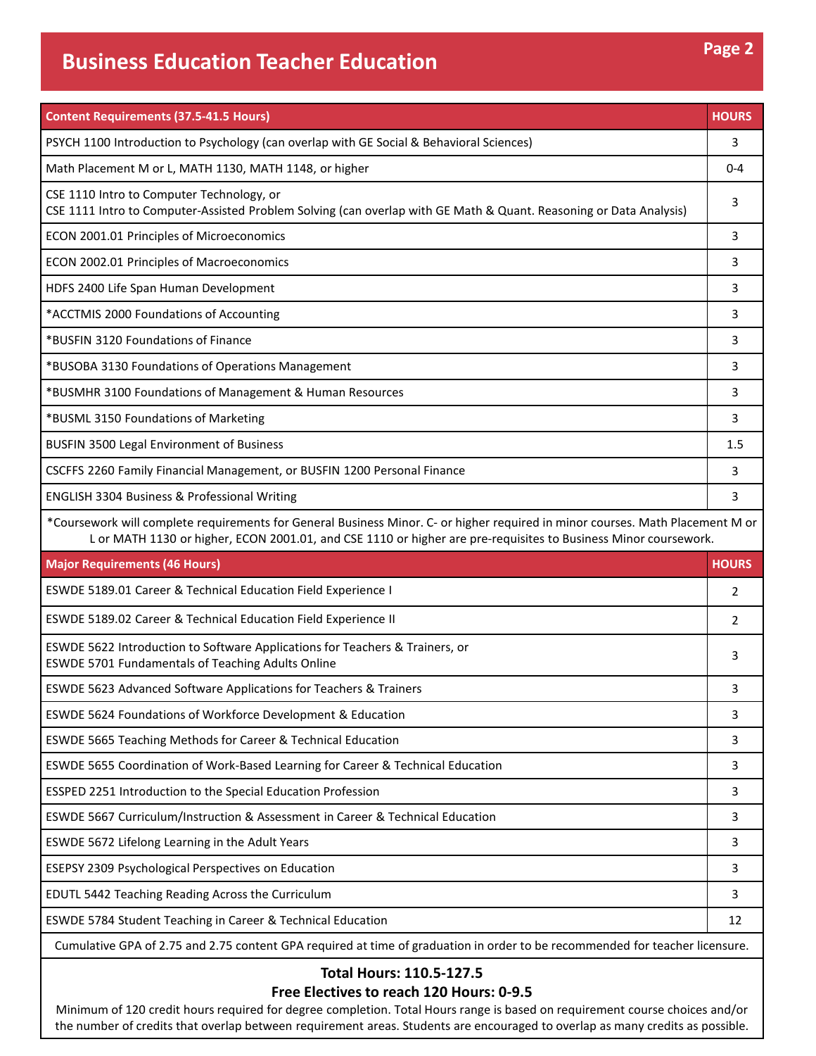# Business Education Teacher Education

| Content Requirements (37.5-41.5 Hours) | HOURS |
| --- | --- |
| PSYCH 1100 Introduction to Psychology (can overlap with GE Social & Behavioral Sciences) | 3 |
| Math Placement M or L, MATH 1130, MATH 1148, or higher | 0-4 |
| CSE 1110 Intro to Computer Technology, or<br>CSE 1111 Intro to Computer-Assisted Problem Solving (can overlap with GE Math & Quant. Reasoning or Data Analysis) | 3 |
| ECON 2001.01 Principles of Microeconomics | 3 |
| ECON 2002.01 Principles of Macroeconomics | 3 |
| HDFS 2400 Life Span Human Development | 3 |
| *ACCTMIS 2000 Foundations of Accounting | 3 |
| *BUSFIN 3120 Foundations of Finance | 3 |
| *BUSOBA 3130 Foundations of Operations Management | 3 |
| *BUSMHR 3100 Foundations of Management & Human Resources | 3 |
| *BUSML 3150 Foundations of Marketing | 3 |
| BUSFIN 3500 Legal Environment of Business | 1.5 |
| CSCFFS 2260 Family Financial Management, or BUSFIN 1200 Personal Finance | 3 |
| ENGLISH 3304 Business & Professional Writing | 3 |

*Coursework will complete requirements for General Business Minor. C- or higher required in minor courses. Math Placement M or L or MATH 1130 or higher, ECON 2001.01, and CSE 1110 or higher are pre-requisites to Business Minor coursework.

| Major Requirements (46 Hours) | HOURS |
| --- | --- |
| ESWDE 5189.01 Career & Technical Education Field Experience I | 2 |
| ESWDE 5189.02 Career & Technical Education Field Experience II | 2 |
| ESWDE 5622 Introduction to Software Applications for Teachers & Trainers, or<br>ESWDE 5701 Fundamentals of Teaching Adults Online | 3 |
| ESWDE 5623 Advanced Software Applications for Teachers & Trainers | 3 |
| ESWDE 5624 Foundations of Workforce Development & Education | 3 |
| ESWDE 5665 Teaching Methods for Career & Technical Education | 3 |
| ESWDE 5655 Coordination of Work-Based Learning for Career & Technical Education | 3 |
| ESSPED 2251 Introduction to the Special Education Profession | 3 |
| ESWDE 5667 Curriculum/Instruction & Assessment in Career & Technical Education | 3 |
| ESWDE 5672 Lifelong Learning in the Adult Years | 3 |
| ESEPSY 2309 Psychological Perspectives on Education | 3 |
| EDUTL 5442 Teaching Reading Across the Curriculum | 3 |
| ESWDE 5784 Student Teaching in Career & Technical Education | 12 |

Cumulative GPA of 2.75 and 2.75 content GPA required at time of graduation in order to be recommended for teacher licensure.

**Total Hours: 110.5-127.5**

**Free Electives to reach 120 Hours: 0-9.5**

Minimum of 120 credit hours required for degree completion. Total Hours range is based on requirement course choices and/or the number of credits that overlap between requirement areas. Students are encouraged to overlap as many credits as possible.